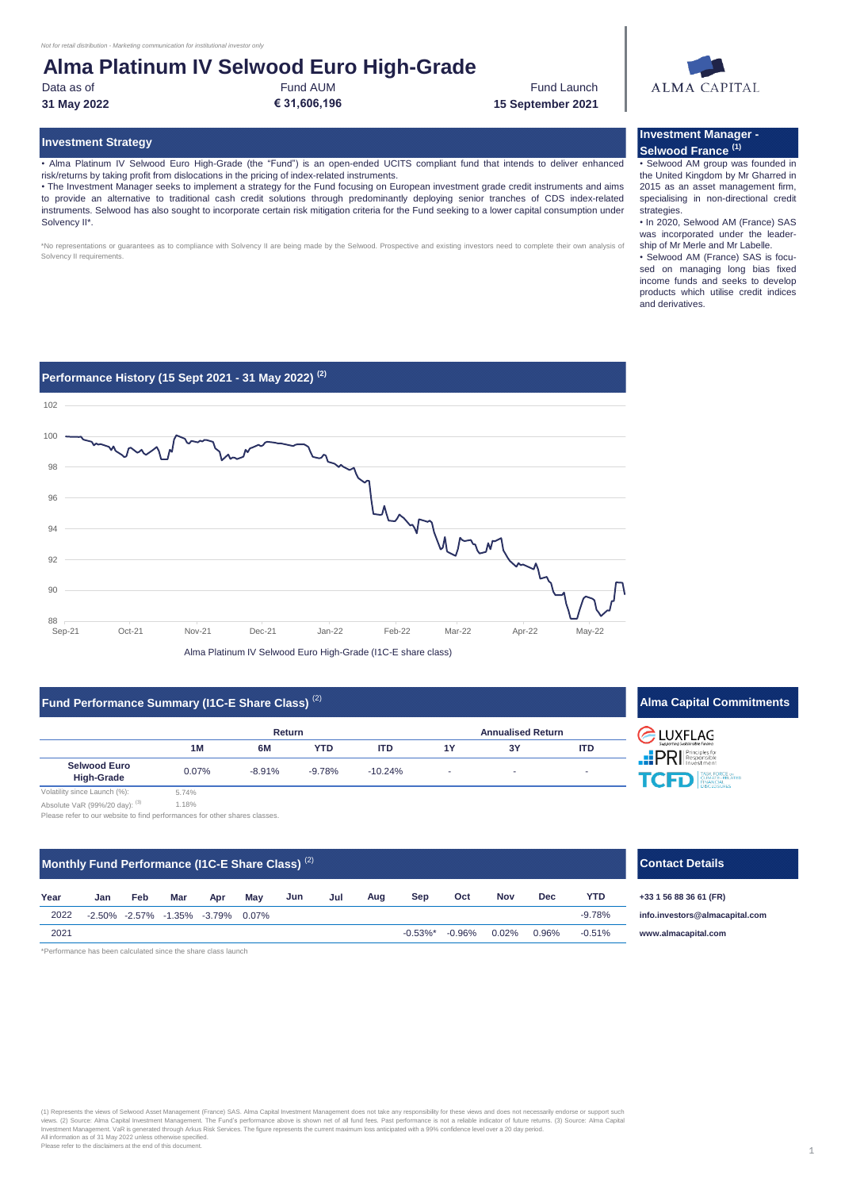*Not for retail distribution - Marketing communication for institutional investor only*

# Alma Platinum IV Selwood Euro High-Grade

| Data as of | Fund AUM | Fund Launch |
|---|---|---|
| **31 May 2022** | **€ 31,606,196** | **15 September 2021** |

ALMA CAPITAL

## Investment Strategy

• Alma Platinum IV Selwood Euro High-Grade (the "Fund") is an open-ended UCITS compliant fund that intends to deliver enhanced risk/returns by taking profit from dislocations in the pricing of index-related instruments.

• The Investment Manager seeks to implement a strategy for the Fund focusing on European investment grade credit instruments and aims to provide an alternative to traditional cash credit solutions through predominantly deploying senior tranches of CDS index-related instruments. Selwood has also sought to incorporate certain risk mitigation criteria for the Fund seeking to a lower capital consumption under Solvency II*.

*No representations or guarantees as to compliance with Solvency II are being made by the Selwood. Prospective and existing investors need to complete their own analysis of Solvency II requirements.

## Investment Manager - Selwood France [(1)]

• Selwood AM group was founded in the United Kingdom by Mr Gharred in 2015 as an asset management firm, specialising in non-directional credit strategies.

• In 2020, Selwood AM (France) SAS was incorporated under the leader-ship of Mr Merle and Mr Labelle.

• Selwood AM (France) SAS is focu-sed on managing long bias fixed income funds and seeks to develop products which utilise credit indices and derivatives.

## Performance History (15 Sept 2021 - 31 May 2022) [(2)]

Alma Platinum IV Selwood Euro High-Grade (I1C-E share class)

## Fund Performance Summary (I1C-E Share Class) [(2)]

| | Return | | | | Annualised Return | | |
|---|---|---|---|---|---|---|---|
| | 1M | 6M | YTD | ITD | 1Y | 3Y | ITD |
| **Selwood Euro High-Grade** | 0.07% | -8.91% | -9.78% | -10.24% | - | - | - |

Volatility since Launch (%): 5.74%

Absolute VaR (99%/20 day): [(3)] 1.18%

Please refer to our website to find performances for other shares classes.

## Alma Capital Commitments

LUXFLAG · PRI Principles for Responsible Investment · TCFD Task Force on Climate-Related Financial Disclosures

## Monthly Fund Performance (I1C-E Share Class) [(2)]

| Year | Jan | Feb | Mar | Apr | May | Jun | Jul | Aug | Sep | Oct | Nov | Dec | YTD |
|---|---|---|---|---|---|---|---|---|---|---|---|---|---|
| 2022 | -2.50% | -2.57% | -1.35% | -3.79% | 0.07% | | | | | | | | -9.78% |
| 2021 | | | | | | | | | -0.53%* | -0.96% | 0.02% | 0.96% | -0.51% |

*Performance has been calculated since the share class launch

## Contact Details

**+33 1 56 88 36 61 (FR)**

**info.investors@almacapital.com**

**www.almacapital.com**

(1) Represents the views of Selwood Asset Management (France) SAS. Alma Capital Investment Management does not take any responsibility for these views and does not necessarily endorse or support such views. (2) Source: Alma Capital Investment Management. The Fund's performance above is shown net of all fund fees. Past performance is not a reliable indicator of future returns. (3) Source: Alma Capital Investment Management. VaR is generated through Arkus Risk Services. The figure represents the current maximum loss anticipated with a 99% confidence level over a 20 day period.
All information as of 31 May 2022 unless otherwise specified.
Please refer to the disclaimers at the end of this document.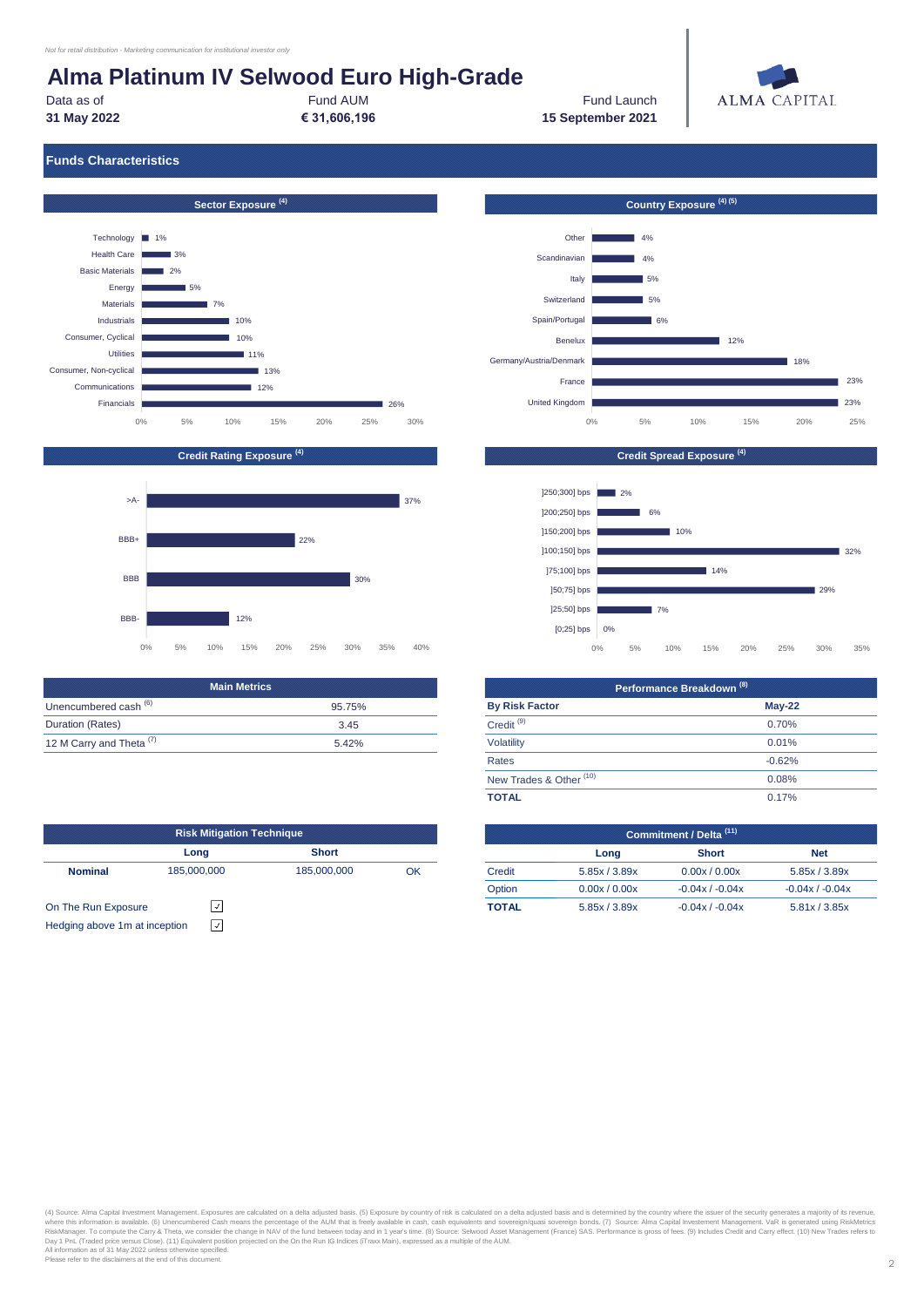*Not for retail distribution - Marketing communication for institutional investor only*

# Alma Platinum IV Selwood Euro High-Grade

| Data as of | Fund AUM | Fund Launch |
|---|---|---|
| **31 May 2022** | **€ 31,606,196** | **15 September 2021** |

ALMA CAPITAL

## Funds Characteristics

### Sector Exposure [4]

| Sector | Exposure |
|---|---|
| Technology | 1% |
| Health Care | 3% |
| Basic Materials | 2% |
| Energy | 5% |
| Materials | 7% |
| Industrials | 10% |
| Consumer, Cyclical | 10% |
| Utilities | 11% |
| Consumer, Non-cyclical | 13% |
| Communications | 12% |
| Financials | 26% |

### Country Exposure [4] [5]

| Country | Exposure |
|---|---|
| Other | 4% |
| Scandinavian | 4% |
| Italy | 5% |
| Switzerland | 5% |
| Spain/Portugal | 6% |
| Benelux | 12% |
| Germany/Austria/Denmark | 18% |
| France | 23% |
| United Kingdom | 23% |

### Credit Rating Exposure [4]

| Rating | Exposure |
|---|---|
| >A- | 37% |
| BBB+ | 22% |
| BBB | 30% |
| BBB- | 12% |

### Credit Spread Exposure [4]

| Spread | Exposure |
|---|---|
| ]250;300] bps | 2% |
| ]200;250] bps | 6% |
| ]150;200] bps | 10% |
| ]100;150] bps | 32% |
| ]75;100] bps | 14% |
| ]50;75] bps | 29% |
| ]25;50] bps | 7% |
| [0;25] bps | 0% |

### Main Metrics

| Main Metrics | |
|---|---|
| Unencumbered cash [6] | 95.75% |
| Duration (Rates) | 3.45 |
| 12 M Carry and Theta [7] | 5.42% |

### Performance Breakdown [8]

| By Risk Factor | May-22 |
|---|---|
| Credit [9] | 0.70% |
| Volatility | 0.01% |
| Rates | -0.62% |
| New Trades & Other [10] | 0.08% |
| **TOTAL** | 0.17% |

### Risk Mitigation Technique

| | Long | Short | |
|---|---|---|---|
| **Nominal** | 185,000,000 | 185,000,000 | OK |

On The Run Exposure ☑

Hedging above 1m at inception ☑

### Commitment / Delta [11]

| | Long | Short | Net |
|---|---|---|---|
| Credit | 5.85x / 3.89x | 0.00x / 0.00x | 5.85x / 3.89x |
| Option | 0.00x / 0.00x | -0.04x / -0.04x | -0.04x / -0.04x |
| **TOTAL** | 5.85x / 3.89x | -0.04x / -0.04x | 5.81x / 3.85x |

(4) Source: Alma Capital Investment Management. Exposures are calculated on a delta adjusted basis. (5) Exposure by country of risk is calculated on a delta adjusted basis and is determined by the country where the issuer of the security generates a majority of its revenue, where this information is available. (6) Unencumbered Cash means the percentage of the AUM that is freely available in cash, cash equivalents and sovereign/quasi sovereign bonds. (7) Source: Alma Capital Investement Management. VaR is generated using RiskMetrics RiskManager. To compute the Carry & Theta, we consider the change in NAV of the fund between today and in 1 year's time. (8) Source: Selwood Asset Management (France) SAS. Performance is gross of fees. (9) Includes Credit and Carry effect. (10) New Trades refers to Day 1 PnL (Traded price versus Close). (11) Equivalent position projected on the On the Run IG Indices (iTraxx Main), expressed as a multiple of the AUM.
All information as of 31 May 2022 unless otherwise specified.
Please refer to the disclaimers at the end of this document.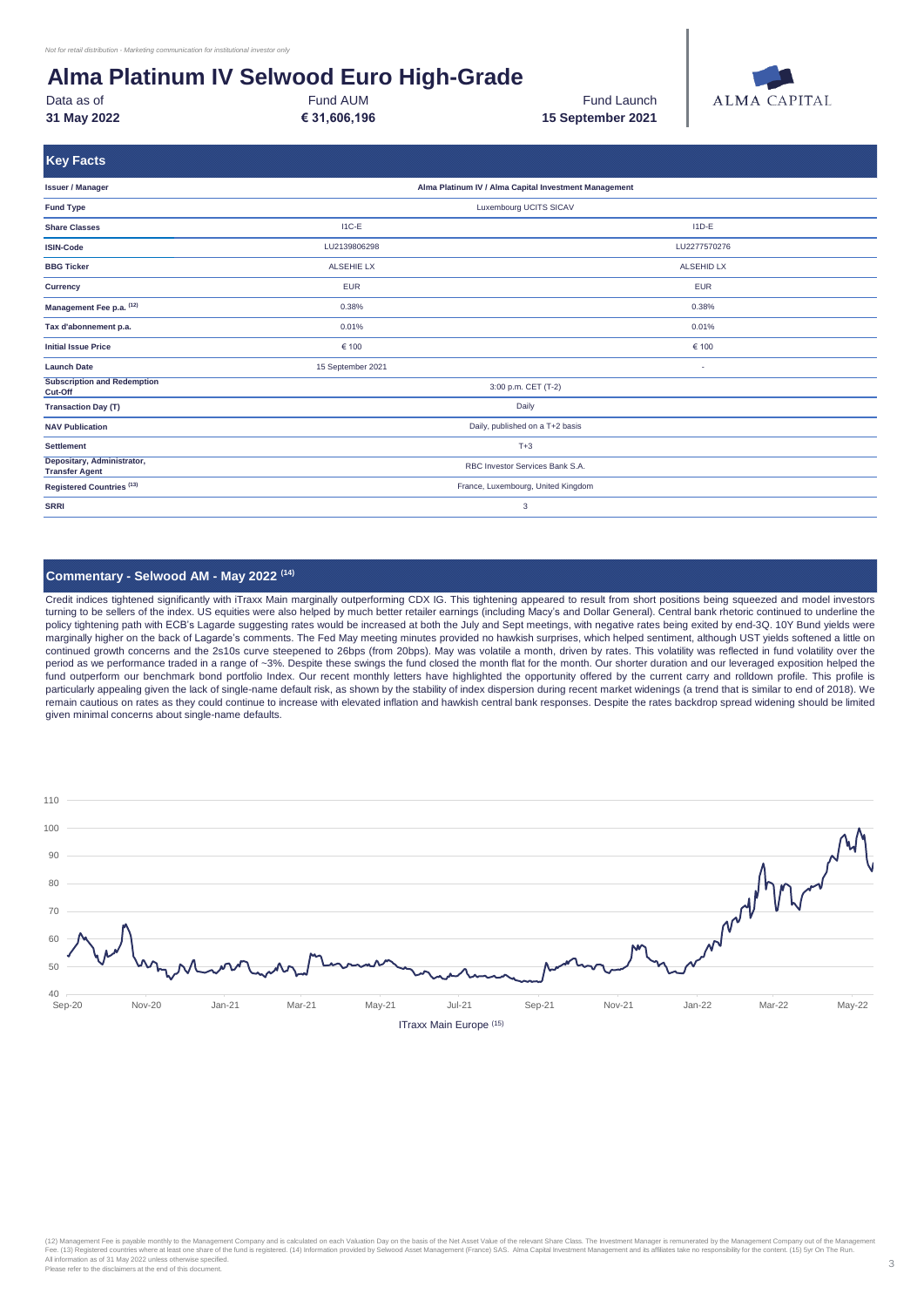*Not for retail distribution - Marketing communication for institutional investor only*

# Alma Platinum IV Selwood Euro High-Grade

| Data as of | Fund AUM | Fund Launch |
|---|---|---|
| **31 May 2022** | **€ 31,606,196** | **15 September 2021** |

## Key Facts

| | | |
|---|---|---|
| **Issuer / Manager** | **Alma Platinum IV / Alma Capital Investment Management** | |
| **Fund Type** | Luxembourg UCITS SICAV | |
| **Share Classes** | I1C-E | I1D-E |
| **ISIN-Code** | LU2139806298 | LU2277570276 |
| **BBG Ticker** | ALSEHIE LX | ALSEHID LX |
| **Currency** | EUR | EUR |
| **Management Fee p.a. (12)** | 0.38% | 0.38% |
| **Tax d'abonnement p.a.** | 0.01% | 0.01% |
| **Initial Issue Price** | € 100 | € 100 |
| **Launch Date** | 15 September 2021 | - |
| **Subscription and Redemption Cut-Off** | 3:00 p.m. CET (T-2) | |
| **Transaction Day (T)** | Daily | |
| **NAV Publication** | Daily, published on a T+2 basis | |
| **Settlement** | T+3 | |
| **Depositary, Administrator, Transfer Agent** | RBC Investor Services Bank S.A. | |
| **Registered Countries (13)** | France, Luxembourg, United Kingdom | |
| **SRRI** | 3 | |

## Commentary - Selwood AM - May 2022 (14)

Credit indices tightened significantly with iTraxx Main marginally outperforming CDX IG. This tightening appeared to result from short positions being squeezed and model investors turning to be sellers of the index. US equities were also helped by much better retailer earnings (including Macy's and Dollar General). Central bank rhetoric continued to underline the policy tightening path with ECB's Lagarde suggesting rates would be increased at both the July and Sept meetings, with negative rates being exited by end-3Q. 10Y Bund yields were marginally higher on the back of Lagarde's comments. The Fed May meeting minutes provided no hawkish surprises, which helped sentiment, although UST yields softened a little on continued growth concerns and the 2s10s curve steepened to 26bps (from 20bps). May was volatile a month, driven by rates. This volatility was reflected in fund volatility over the period as we performance traded in a range of ~3%. Despite these swings the fund closed the month flat for the month. Our shorter duration and our leveraged exposition helped the fund outperform our benchmark bond portfolio Index. Our recent monthly letters have highlighted the opportunity offered by the current carry and rolldown profile. This profile is particularly appealing given the lack of single-name default risk, as shown by the stability of index dispersion during recent market widenings (a trend that is similar to end of 2018). We remain cautious on rates as they could continue to increase with elevated inflation and hawkish central bank responses. Despite the rates backdrop spread widening should be limited given minimal concerns about single-name defaults.

ITraxx Main Europe (15)

(12) Management Fee is payable monthly to the Management Company and is calculated on each Valuation Day on the basis of the Net Asset Value of the relevant Share Class. The Investment Manager is remunerated by the Management Company out of the Management Fee. (13) Registered countries where at least one share of the fund is registered. (14) Information provided by Selwood Asset Management (France) SAS. Alma Capital Investment Management and its affiliates take no responsibility for the content. (15) 5yr On The Run.
All information as of 31 May 2022 unless otherwise specified.
Please refer to the disclaimers at the end of this document.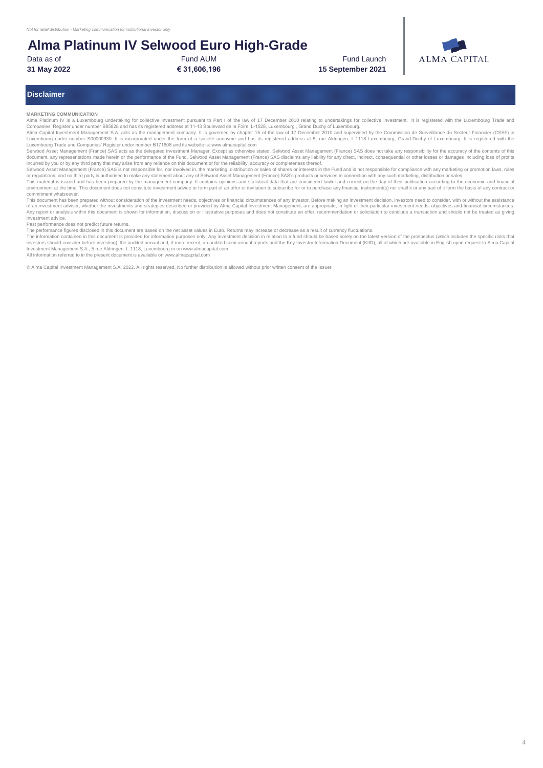*Not for retail distribution - Marketing communication for institutional investor only*

# Alma Platinum IV Selwood Euro High-Grade

| Data as of | Fund AUM | Fund Launch |
| --- | --- | --- |
| **31 May 2022** | **€ 31,606,196** | **15 September 2021** |

ALMA CAPITAL

## Disclaimer

**MARKETING COMMUNICATION**

Alma Platinum IV is a Luxembourg undertaking for collective investment pursuant to Part I of the law of 17 December 2010 relating to undertakings for collective investment. It is registered with the Luxembourg Trade and Companies' Register under number B85828 and has its registered address at 11-13 Boulevard de la Foire, L-1528, Luxembourg , Grand Duchy of Luxembourg.

Alma Capital Investment Management S.A. acts as the management company. It is governed by chapter 15 of the law of 17 December 2010 and supervised by the Commission de Surveillance du Secteur Financier (CSSF) in Luxembourg under number S00000930. It is incorporated under the form of a société anonyme and has its registered address at 5, rue Aldringen, L-1118 Luxembourg, Grand-Duchy of Luxembourg. It is registered with the Luxembourg Trade and Companies' Register under number B171608 and its website is: www.almacapital.com

Selwood Asset Management (France) SAS acts as the delegated Investment Manager. Except as otherwise stated, Selwood Asset Management (France) SAS does not take any responsibility for the accuracy of the contents of this document, any representations made herein or the performance of the Fund. Selwood Asset Management (France) SAS disclaims any liability for any direct, indirect, consequential or other losses or damages including loss of profits incurred by you or by any third party that may arise from any reliance on this document or for the reliability, accuracy or completeness thereof.

Selwood Asset Management (France) SAS is not responsible for, nor involved in, the marketing, distribution or sales of shares or interests in the Fund and is not responsible for compliance with any marketing or promotion laws, rules or regulations; and no third party is authorised to make any statement about any of Selwood Asset Management (France) SAS's products or services in connection with any such marketing, distribution or sales.

This material is issued and has been prepared by the management company. It contains opinions and statistical data that are considered lawful and correct on the day of their publication according to the economic and financial environment at the time. This document does not constitute investment advice or form part of an offer or invitation to subscribe for or to purchase any financial instrument(s) nor shall it or any part of it form the basis of any contract or commitment whatsoever.

This document has been prepared without consideration of the investment needs, objectives or financial circumstances of any investor. Before making an investment decision, investors need to consider, with or without the assistance of an investment adviser, whether the investments and strategies described or provided by Alma Capital Investment Management, are appropriate, in light of their particular investment needs, objectives and financial circumstances. Any report or analysis within this document is shown for information, discussion or illustrative purposes and does not constitute an offer, recommendation or solicitation to conclude a transaction and should not be treated as giving investment advice.

Past performance does not predict future returns.

The performance figures disclosed in this document are based on the net asset values in Euro. Returns may increase or decrease as a result of currency fluctuations.

The information contained in this document is provided for information purposes only. Any investment decision in relation to a fund should be based solely on the latest version of the prospectus (which includes the specific risks that investors should consider before investing), the audited annual and, if more recent, un-audited semi-annual reports and the Key Investor Information Document (KIID), all of which are available in English upon request to Alma Capital Investment Management S.A., 5 rue Aldringen, L-1118, Luxembourg or on www.almacapital.com

All information referred to in the present document is available on www.almacapital.com

© Alma Capital Investment Management S.A. 2022. All rights reserved. No further distribution is allowed without prior written consent of the Issuer.